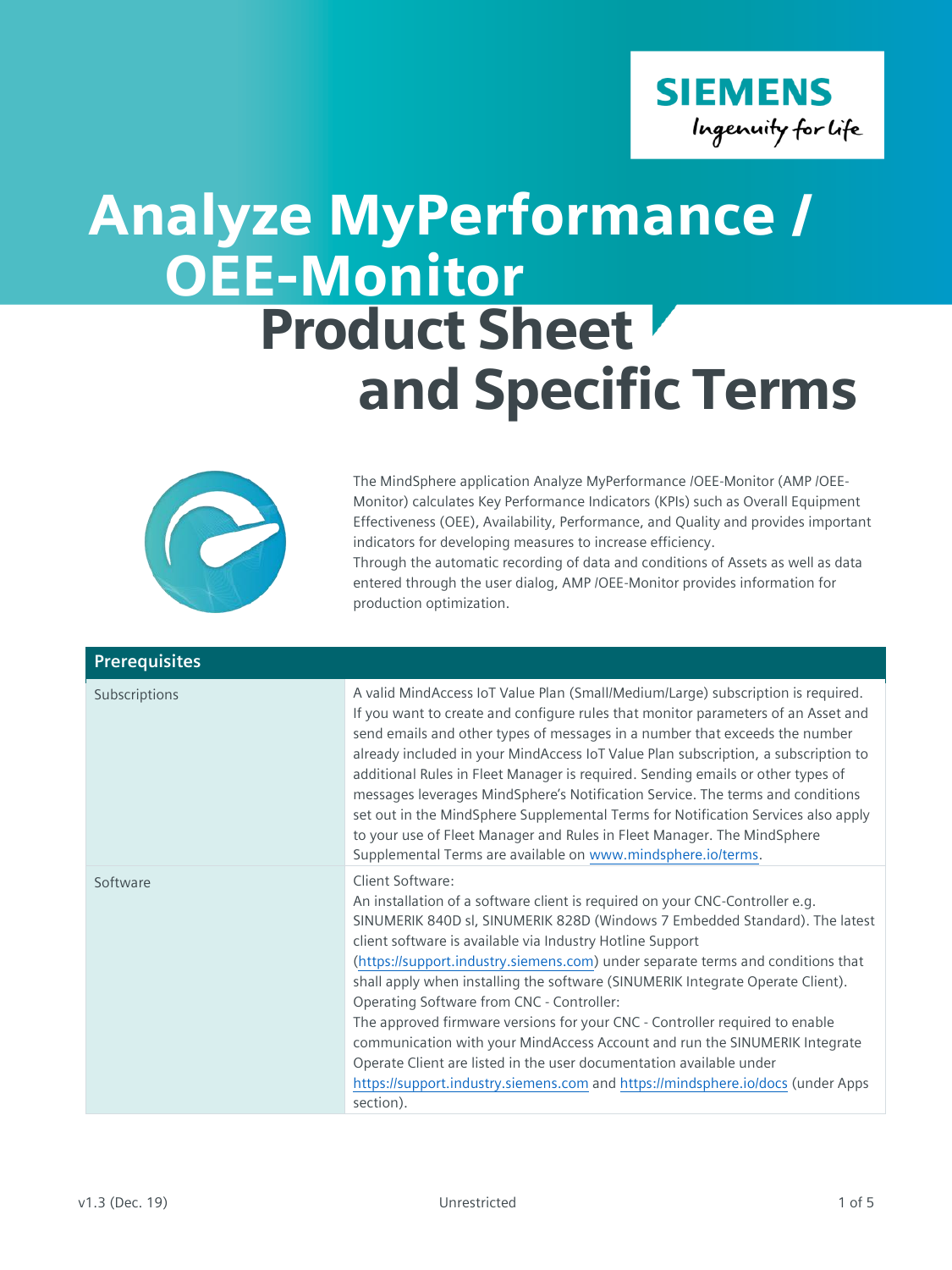SIEMENS

*Ingenuity for life*

# Analyze MyPerformance / OEE-Monitor

# Product Sheet and Specific Terms

The MindSphere application Analyze MyPerformance /OEE-Monitor (AMP /OEE-Monitor) calculates Key Performance Indicators (KPIs) such as Overall Equipment Effectiveness (OEE), Availability, Performance, and Quality and provides important indicators for developing measures to increase efficiency.
Through the automatic recording of data and conditions of Assets as well as data entered through the user dialog, AMP /OEE-Monitor provides information for production optimization.

| **Prerequisites** | |
|---|---|
| Subscriptions | A valid MindAccess IoT Value Plan (Small/Medium/Large) subscription is required. If you want to create and configure rules that monitor parameters of an Asset and send emails and other types of messages in a number that exceeds the number already included in your MindAccess IoT Value Plan subscription, a subscription to additional Rules in Fleet Manager is required. Sending emails or other types of messages leverages MindSphere's Notification Service. The terms and conditions set out in the MindSphere Supplemental Terms for Notification Services also apply to your use of Fleet Manager and Rules in Fleet Manager. The MindSphere Supplemental Terms are available on www.mindsphere.io/terms. |
| Software | Client Software:<br>An installation of a software client is required on your CNC-Controller e.g. SINUMERIK 840D sl, SINUMERIK 828D (Windows 7 Embedded Standard). The latest client software is available via Industry Hotline Support (https://support.industry.siemens.com) under separate terms and conditions that shall apply when installing the software (SINUMERIK Integrate Operate Client).<br>Operating Software from CNC - Controller:<br>The approved firmware versions for your CNC - Controller required to enable communication with your MindAccess Account and run the SINUMERIK Integrate Operate Client are listed in the user documentation available under https://support.industry.siemens.com and https://mindsphere.io/docs (under Apps section). |

v1.3 (Dec. 19) Unrestricted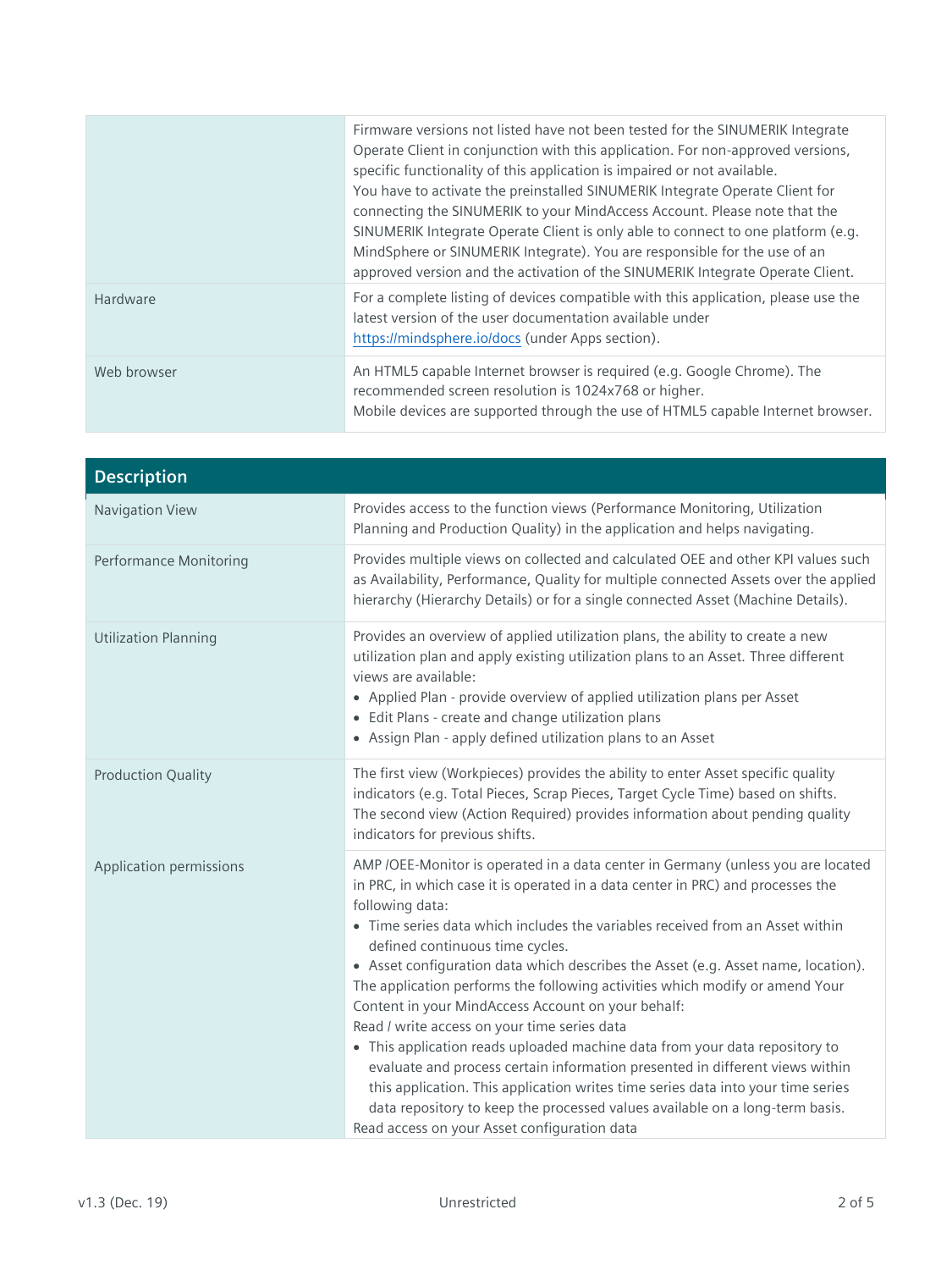| | |
|---|---|
| | Firmware versions not listed have not been tested for the SINUMERIK Integrate Operate Client in conjunction with this application. For non-approved versions, specific functionality of this application is impaired or not available.<br>You have to activate the preinstalled SINUMERIK Integrate Operate Client for connecting the SINUMERIK to your MindAccess Account. Please note that the SINUMERIK Integrate Operate Client is only able to connect to one platform (e.g. MindSphere or SINUMERIK Integrate). You are responsible for the use of an approved version and the activation of the SINUMERIK Integrate Operate Client. |
| Hardware | For a complete listing of devices compatible with this application, please use the latest version of the user documentation available under https://mindsphere.io/docs (under Apps section). |
| Web browser | An HTML5 capable Internet browser is required (e.g. Google Chrome). The recommended screen resolution is 1024x768 or higher.<br>Mobile devices are supported through the use of HTML5 capable Internet browser. |

| Description | |
|---|---|
| Navigation View | Provides access to the function views (Performance Monitoring, Utilization Planning and Production Quality) in the application and helps navigating. |
| Performance Monitoring | Provides multiple views on collected and calculated OEE and other KPI values such as Availability, Performance, Quality for multiple connected Assets over the applied hierarchy (Hierarchy Details) or for a single connected Asset (Machine Details). |
| Utilization Planning | Provides an overview of applied utilization plans, the ability to create a new utilization plan and apply existing utilization plans to an Asset. Three different views are available:<br>• Applied Plan - provide overview of applied utilization plans per Asset<br>• Edit Plans - create and change utilization plans<br>• Assign Plan - apply defined utilization plans to an Asset |
| Production Quality | The first view (Workpieces) provides the ability to enter Asset specific quality indicators (e.g. Total Pieces, Scrap Pieces, Target Cycle Time) based on shifts.<br>The second view (Action Required) provides information about pending quality indicators for previous shifts. |
| Application permissions | AMP /OEE-Monitor is operated in a data center in Germany (unless you are located in PRC, in which case it is operated in a data center in PRC) and processes the following data:<br>• Time series data which includes the variables received from an Asset within defined continuous time cycles.<br>• Asset configuration data which describes the Asset (e.g. Asset name, location).<br>The application performs the following activities which modify or amend Your Content in your MindAccess Account on your behalf:<br>Read / write access on your time series data<br>• This application reads uploaded machine data from your data repository to evaluate and process certain information presented in different views within this application. This application writes time series data into your time series data repository to keep the processed values available on a long-term basis.<br>Read access on your Asset configuration data |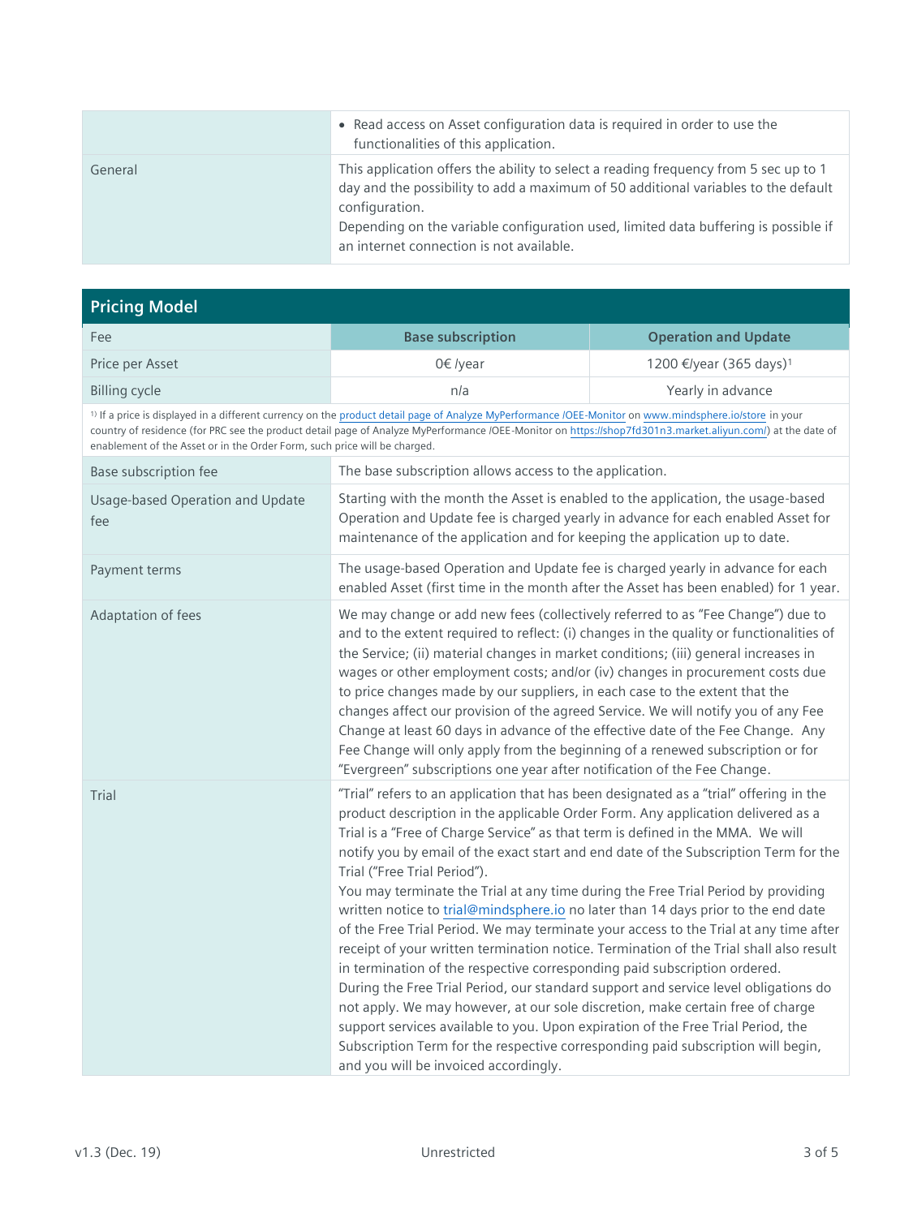| | |
|---|---|
| | • Read access on Asset configuration data is required in order to use the functionalities of this application. |
| General | This application offers the ability to select a reading frequency from 5 sec up to 1 day and the possibility to add a maximum of 50 additional variables to the default configuration.<br>Depending on the variable configuration used, limited data buffering is possible if an internet connection is not available. |

## Pricing Model

| Fee | Base subscription | Operation and Update |
|---|---|---|
| Price per Asset | 0€ /year | 1200 €/year (365 days)[1] |
| Billing cycle | n/a | Yearly in advance |

[1] If a price is displayed in a different currency on the product detail page of Analyze MyPerformance /OEE-Monitor on www.mindsphere.io/store in your country of residence (for PRC see the product detail page of Analyze MyPerformance /OEE-Monitor on https://shop7fd301n3.market.aliyun.com/) at the date of enablement of the Asset or in the Order Form, such price will be charged.

| | |
|---|---|
| Base subscription fee | The base subscription allows access to the application. |
| Usage-based Operation and Update fee | Starting with the month the Asset is enabled to the application, the usage-based Operation and Update fee is charged yearly in advance for each enabled Asset for maintenance of the application and for keeping the application up to date. |
| Payment terms | The usage-based Operation and Update fee is charged yearly in advance for each enabled Asset (first time in the month after the Asset has been enabled) for 1 year. |
| Adaptation of fees | We may change or add new fees (collectively referred to as "Fee Change") due to and to the extent required to reflect: (i) changes in the quality or functionalities of the Service; (ii) material changes in market conditions; (iii) general increases in wages or other employment costs; and/or (iv) changes in procurement costs due to price changes made by our suppliers, in each case to the extent that the changes affect our provision of the agreed Service. We will notify you of any Fee Change at least 60 days in advance of the effective date of the Fee Change. Any Fee Change will only apply from the beginning of a renewed subscription or for "Evergreen" subscriptions one year after notification of the Fee Change. |
| Trial | "Trial" refers to an application that has been designated as a "trial" offering in the product description in the applicable Order Form. Any application delivered as a Trial is a "Free of Charge Service" as that term is defined in the MMA. We will notify you by email of the exact start and end date of the Subscription Term for the Trial ("Free Trial Period").<br>You may terminate the Trial at any time during the Free Trial Period by providing written notice to trial@mindsphere.io no later than 14 days prior to the end date of the Free Trial Period. We may terminate your access to the Trial at any time after receipt of your written termination notice. Termination of the Trial shall also result in termination of the respective corresponding paid subscription ordered.<br>During the Free Trial Period, our standard support and service level obligations do not apply. We may however, at our sole discretion, make certain free of charge support services available to you. Upon expiration of the Free Trial Period, the Subscription Term for the respective corresponding paid subscription will begin, and you will be invoiced accordingly. |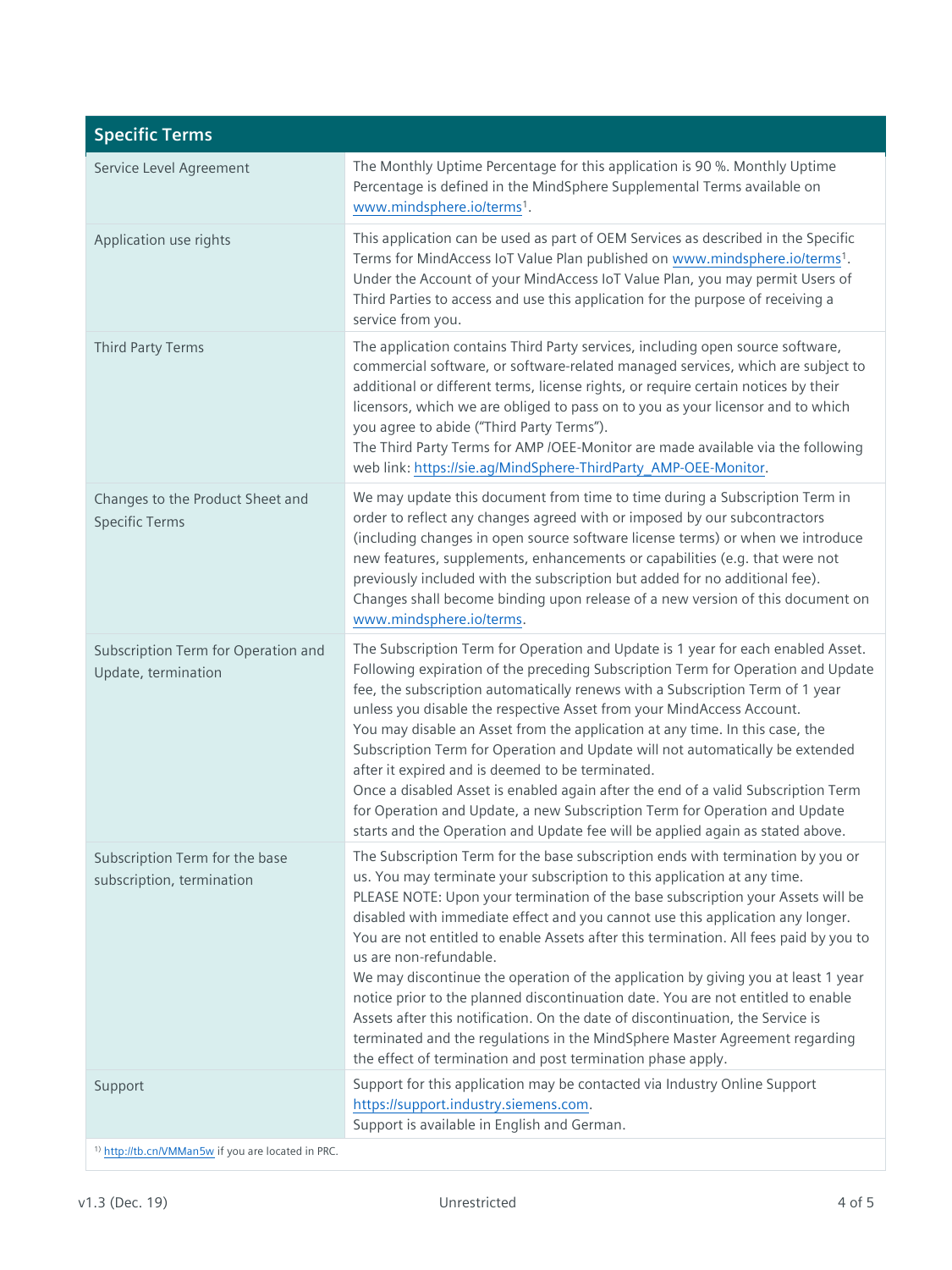| Specific Terms | |
|---|---|
| Service Level Agreement | The Monthly Uptime Percentage for this application is 90 %. Monthly Uptime Percentage is defined in the MindSphere Supplemental Terms available on www.mindsphere.io/terms[1]. |
| Application use rights | This application can be used as part of OEM Services as described in the Specific Terms for MindAccess IoT Value Plan published on www.mindsphere.io/terms[1]. Under the Account of your MindAccess IoT Value Plan, you may permit Users of Third Parties to access and use this application for the purpose of receiving a service from you. |
| Third Party Terms | The application contains Third Party services, including open source software, commercial software, or software-related managed services, which are subject to additional or different terms, license rights, or require certain notices by their licensors, which we are obliged to pass on to you as your licensor and to which you agree to abide ("Third Party Terms").<br>The Third Party Terms for AMP /OEE-Monitor are made available via the following web link: https://sie.ag/MindSphere-ThirdParty_AMP-OEE-Monitor. |
| Changes to the Product Sheet and Specific Terms | We may update this document from time to time during a Subscription Term in order to reflect any changes agreed with or imposed by our subcontractors (including changes in open source software license terms) or when we introduce new features, supplements, enhancements or capabilities (e.g. that were not previously included with the subscription but added for no additional fee). Changes shall become binding upon release of a new version of this document on www.mindsphere.io/terms. |
| Subscription Term for Operation and Update, termination | The Subscription Term for Operation and Update is 1 year for each enabled Asset. Following expiration of the preceding Subscription Term for Operation and Update fee, the subscription automatically renews with a Subscription Term of 1 year unless you disable the respective Asset from your MindAccess Account.<br>You may disable an Asset from the application at any time. In this case, the Subscription Term for Operation and Update will not automatically be extended after it expired and is deemed to be terminated.<br>Once a disabled Asset is enabled again after the end of a valid Subscription Term for Operation and Update, a new Subscription Term for Operation and Update starts and the Operation and Update fee will be applied again as stated above. |
| Subscription Term for the base subscription, termination | The Subscription Term for the base subscription ends with termination by you or us. You may terminate your subscription to this application at any time.<br>PLEASE NOTE: Upon your termination of the base subscription your Assets will be disabled with immediate effect and you cannot use this application any longer. You are not entitled to enable Assets after this termination. All fees paid by you to us are non-refundable.<br>We may discontinue the operation of the application by giving you at least 1 year notice prior to the planned discontinuation date. You are not entitled to enable Assets after this notification. On the date of discontinuation, the Service is terminated and the regulations in the MindSphere Master Agreement regarding the effect of termination and post termination phase apply. |
| Support | Support for this application may be contacted via Industry Online Support https://support.industry.siemens.com.<br>Support is available in English and German. |

[1)] http://tb.cn/VMMan5w if you are located in PRC.

v1.3 (Dec. 19) Unrestricted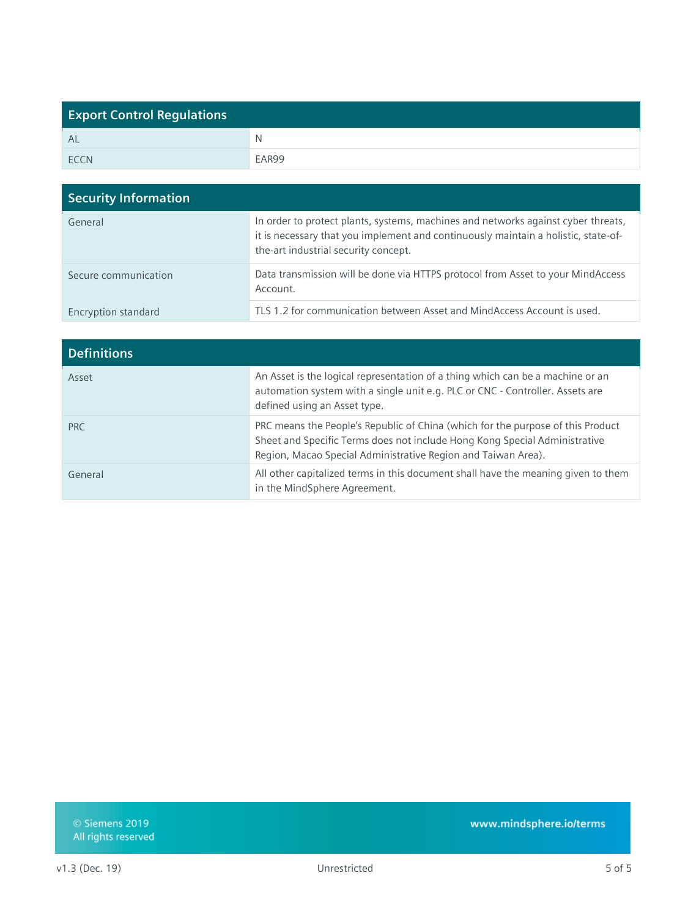| Export Control Regulations | |
|---|---|
| AL | N |
| ECCN | EAR99 |

| Security Information | |
|---|---|
| General | In order to protect plants, systems, machines and networks against cyber threats, it is necessary that you implement and continuously maintain a holistic, state-of-the-art industrial security concept. |
| Secure communication | Data transmission will be done via HTTPS protocol from Asset to your MindAccess Account. |
| Encryption standard | TLS 1.2 for communication between Asset and MindAccess Account is used. |

| Definitions | |
|---|---|
| Asset | An Asset is the logical representation of a thing which can be a machine or an automation system with a single unit e.g. PLC or CNC - Controller. Assets are defined using an Asset type. |
| PRC | PRC means the People's Republic of China (which for the purpose of this Product Sheet and Specific Terms does not include Hong Kong Special Administrative Region, Macao Special Administrative Region and Taiwan Area). |
| General | All other capitalized terms in this document shall have the meaning given to them in the MindSphere Agreement. |

© Siemens 2019
All rights reserved

www.mindsphere.io/terms

v1.3 (Dec. 19)

Unrestricted